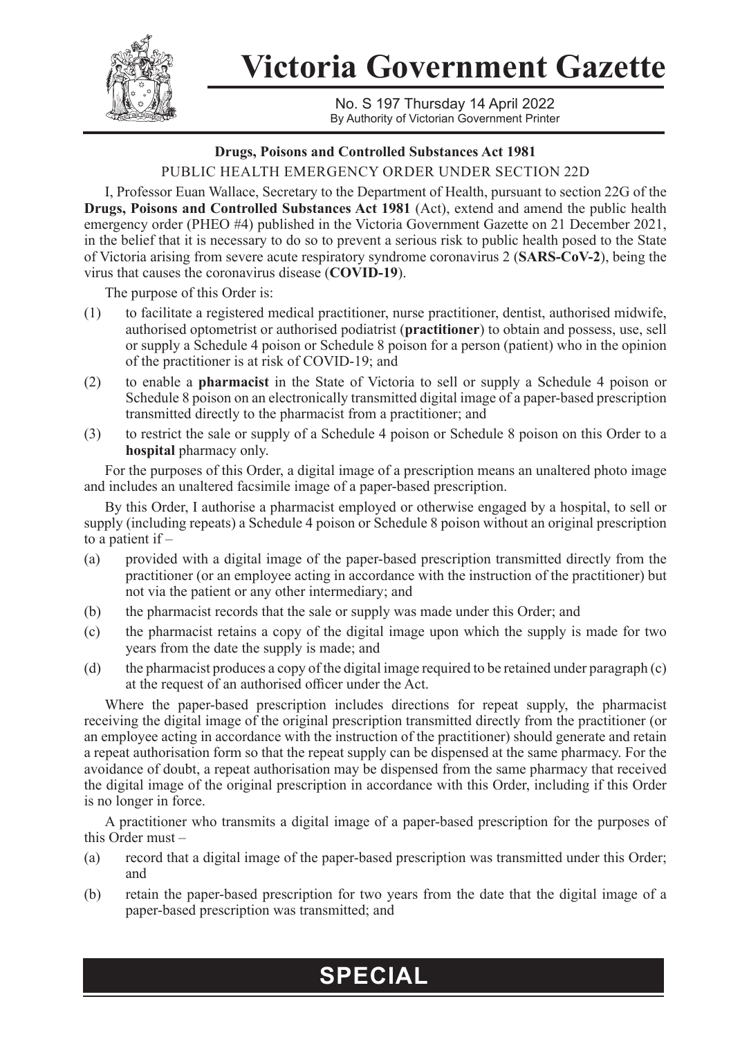# Victoria Government Gazette

No. S 197 Thursday 14 April 2022
By Authority of Victorian Government Printer

## Drugs, Poisons and Controlled Substances Act 1981

PUBLIC HEALTH EMERGENCY ORDER UNDER SECTION 22D

I, Professor Euan Wallace, Secretary to the Department of Health, pursuant to section 22G of the **Drugs, Poisons and Controlled Substances Act 1981** (Act), extend and amend the public health emergency order (PHEO #4) published in the Victoria Government Gazette on 21 December 2021, in the belief that it is necessary to do so to prevent a serious risk to public health posed to the State of Victoria arising from severe acute respiratory syndrome coronavirus 2 (**SARS-CoV-2**), being the virus that causes the coronavirus disease (**COVID-19**).

The purpose of this Order is:

(1) to facilitate a registered medical practitioner, nurse practitioner, dentist, authorised midwife, authorised optometrist or authorised podiatrist (**practitioner**) to obtain and possess, use, sell or supply a Schedule 4 poison or Schedule 8 poison for a person (patient) who in the opinion of the practitioner is at risk of COVID-19; and

(2) to enable a **pharmacist** in the State of Victoria to sell or supply a Schedule 4 poison or Schedule 8 poison on an electronically transmitted digital image of a paper-based prescription transmitted directly to the pharmacist from a practitioner; and

(3) to restrict the sale or supply of a Schedule 4 poison or Schedule 8 poison on this Order to a **hospital** pharmacy only.

For the purposes of this Order, a digital image of a prescription means an unaltered photo image and includes an unaltered facsimile image of a paper-based prescription.

By this Order, I authorise a pharmacist employed or otherwise engaged by a hospital, to sell or supply (including repeats) a Schedule 4 poison or Schedule 8 poison without an original prescription to a patient if –

(a) provided with a digital image of the paper-based prescription transmitted directly from the practitioner (or an employee acting in accordance with the instruction of the practitioner) but not via the patient or any other intermediary; and

(b) the pharmacist records that the sale or supply was made under this Order; and

(c) the pharmacist retains a copy of the digital image upon which the supply is made for two years from the date the supply is made; and

(d) the pharmacist produces a copy of the digital image required to be retained under paragraph (c) at the request of an authorised officer under the Act.

Where the paper-based prescription includes directions for repeat supply, the pharmacist receiving the digital image of the original prescription transmitted directly from the practitioner (or an employee acting in accordance with the instruction of the practitioner) should generate and retain a repeat authorisation form so that the repeat supply can be dispensed at the same pharmacy. For the avoidance of doubt, a repeat authorisation may be dispensed from the same pharmacy that received the digital image of the original prescription in accordance with this Order, including if this Order is no longer in force.

A practitioner who transmits a digital image of a paper-based prescription for the purposes of this Order must –

(a) record that a digital image of the paper-based prescription was transmitted under this Order; and

(b) retain the paper-based prescription for two years from the date that the digital image of a paper-based prescription was transmitted; and

**SPECIAL**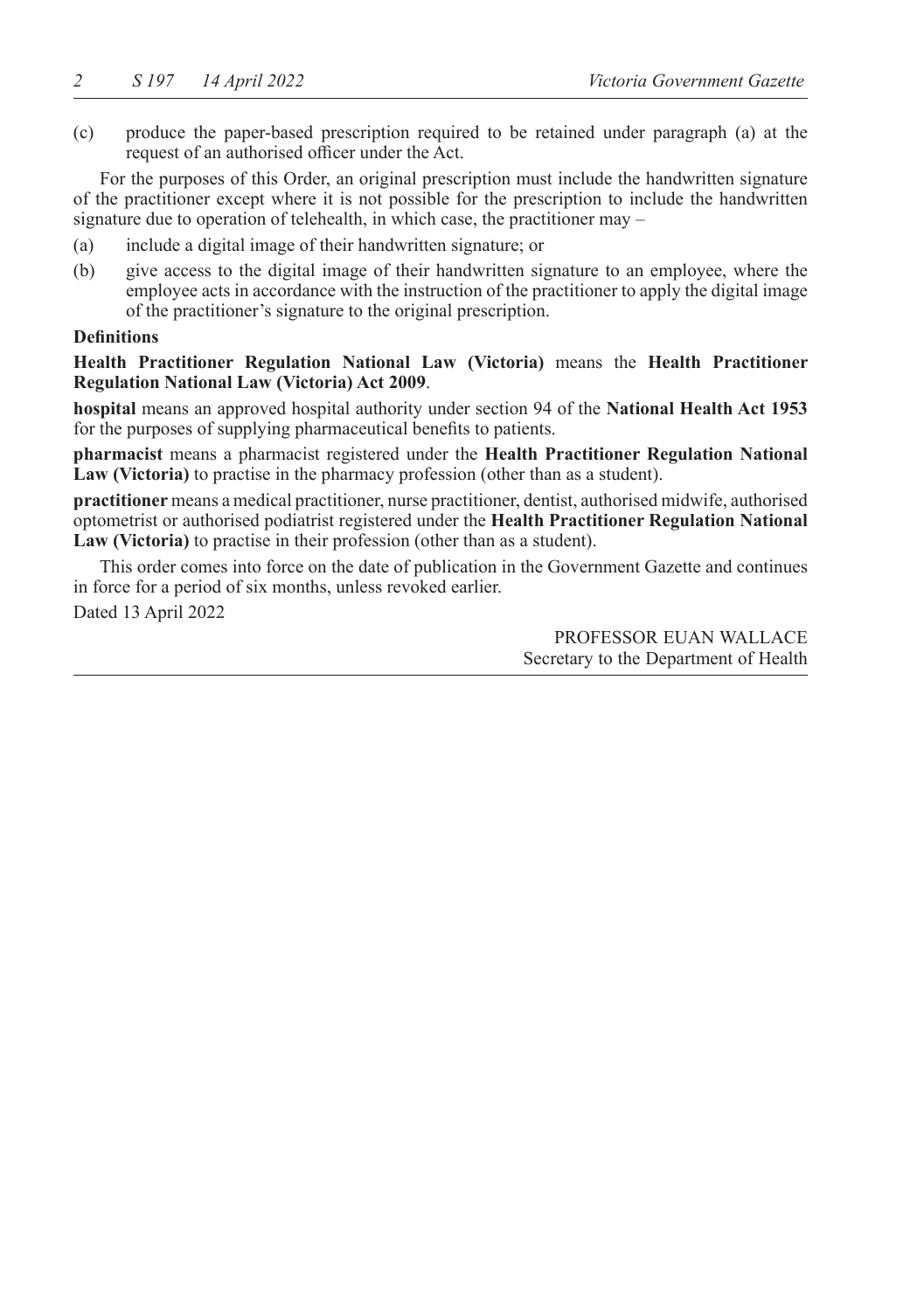(c) produce the paper-based prescription required to be retained under paragraph (a) at the request of an authorised officer under the Act.

For the purposes of this Order, an original prescription must include the handwritten signature of the practitioner except where it is not possible for the prescription to include the handwritten signature due to operation of telehealth, in which case, the practitioner may –

(a) include a digital image of their handwritten signature; or

(b) give access to the digital image of their handwritten signature to an employee, where the employee acts in accordance with the instruction of the practitioner to apply the digital image of the practitioner's signature to the original prescription.

**Definitions**

**Health Practitioner Regulation National Law (Victoria)** means the **Health Practitioner Regulation National Law (Victoria) Act 2009**.

**hospital** means an approved hospital authority under section 94 of the **National Health Act 1953** for the purposes of supplying pharmaceutical benefits to patients.

**pharmacist** means a pharmacist registered under the **Health Practitioner Regulation National Law (Victoria)** to practise in the pharmacy profession (other than as a student).

**practitioner** means a medical practitioner, nurse practitioner, dentist, authorised midwife, authorised optometrist or authorised podiatrist registered under the **Health Practitioner Regulation National Law (Victoria)** to practise in their profession (other than as a student).

This order comes into force on the date of publication in the Government Gazette and continues in force for a period of six months, unless revoked earlier.

Dated 13 April 2022

PROFESSOR EUAN WALLACE
Secretary to the Department of Health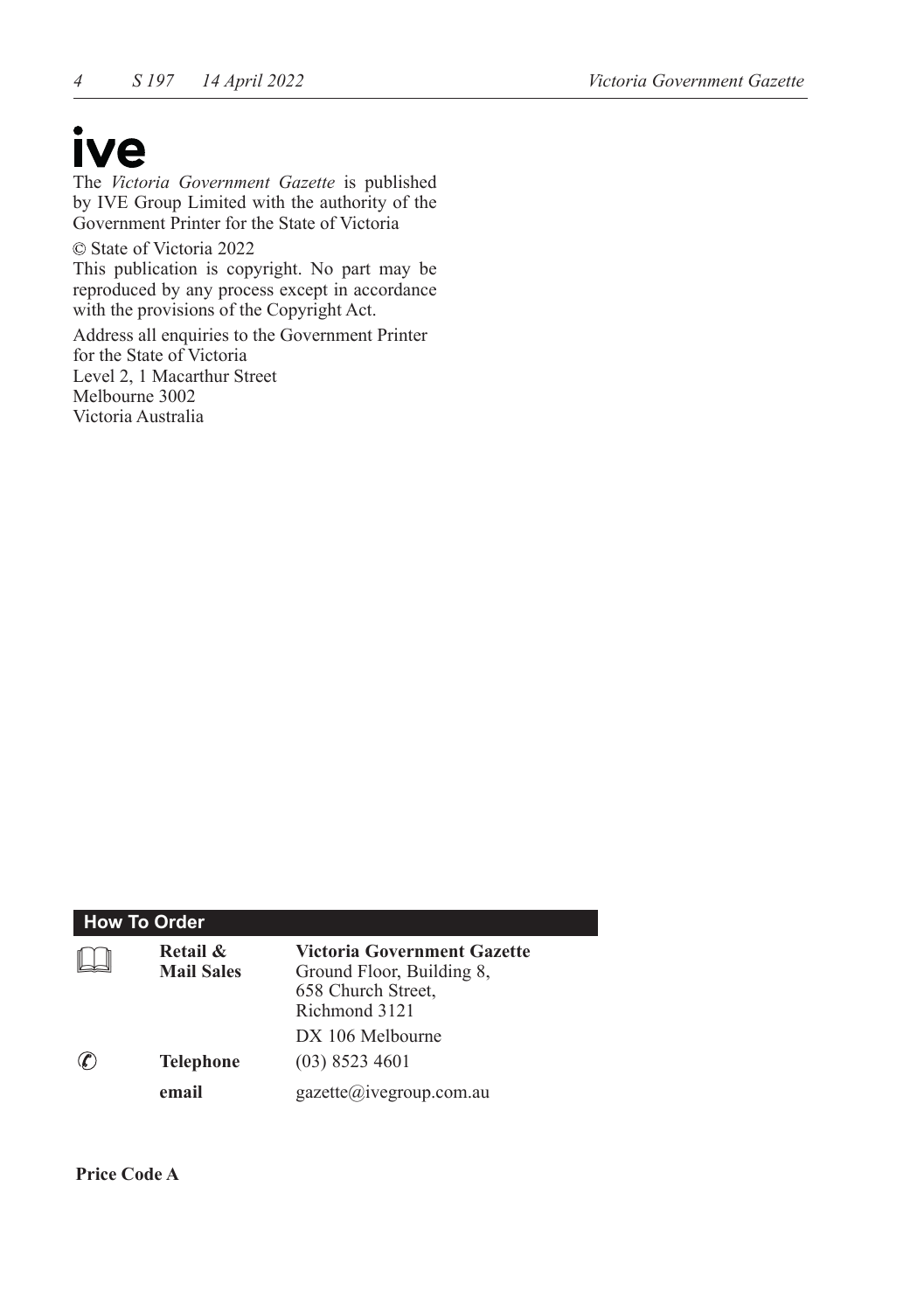ive

The *Victoria Government Gazette* is published by IVE Group Limited with the authority of the Government Printer for the State of Victoria

© State of Victoria 2022

This publication is copyright. No part may be reproduced by any process except in accordance with the provisions of the Copyright Act.

Address all enquiries to the Government Printer
for the State of Victoria
Level 2, 1 Macarthur Street
Melbourne 3002
Victoria Australia

## How To Order

| | | |
|---|---|---|
| | **Retail & Mail Sales** | **Victoria Government Gazette** Ground Floor, Building 8, 658 Church Street, Richmond 3121 |
| | | DX 106 Melbourne |
| | **Telephone** | (03) 8523 4601 |
| | **email** | gazette@ivegroup.com.au |

**Price Code A**